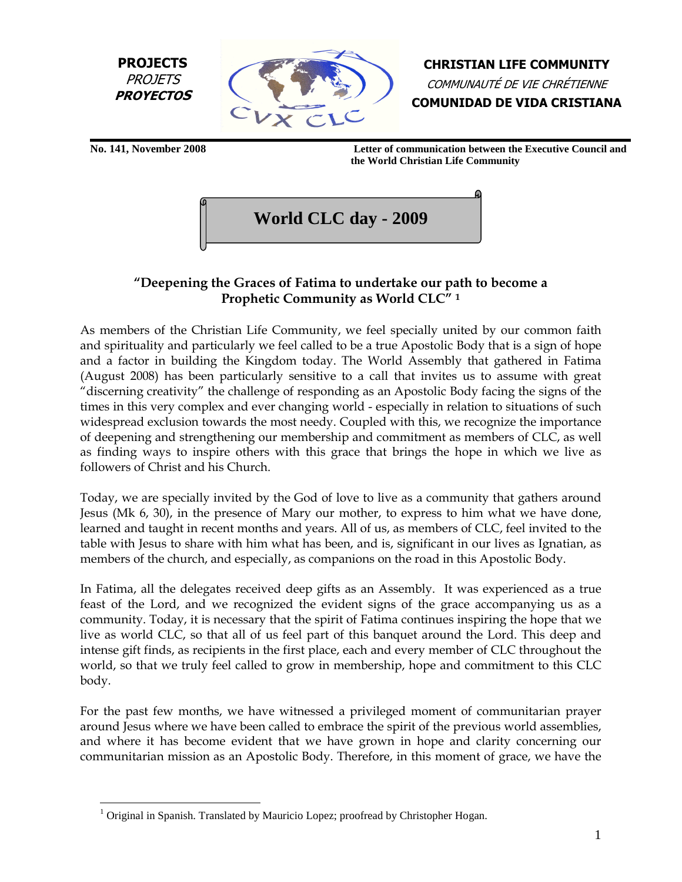**PROJECTS**
*PROJETS*
***PROYECTOS***

**CHRISTIAN LIFE COMMUNITY**
*COMMUNAUTÉ DE VIE CHRÉTIENNE*
**COMUNIDAD DE VIDA CRISTIANA**

**No. 141, November 2008** **Letter of communication between the Executive Council and the World Christian Life Community**

# World CLC day - 2009

## "Deepening the Graces of Fatima to undertake our path to become a Prophetic Community as World CLC" [1]

As members of the Christian Life Community, we feel specially united by our common faith and spirituality and particularly we feel called to be a true Apostolic Body that is a sign of hope and a factor in building the Kingdom today. The World Assembly that gathered in Fatima (August 2008) has been particularly sensitive to a call that invites us to assume with great "discerning creativity" the challenge of responding as an Apostolic Body facing the signs of the times in this very complex and ever changing world - especially in relation to situations of such widespread exclusion towards the most needy. Coupled with this, we recognize the importance of deepening and strengthening our membership and commitment as members of CLC, as well as finding ways to inspire others with this grace that brings the hope in which we live as followers of Christ and his Church.

Today, we are specially invited by the God of love to live as a community that gathers around Jesus (Mk 6, 30), in the presence of Mary our mother, to express to him what we have done, learned and taught in recent months and years. All of us, as members of CLC, feel invited to the table with Jesus to share with him what has been, and is, significant in our lives as Ignatian, as members of the church, and especially, as companions on the road in this Apostolic Body.

In Fatima, all the delegates received deep gifts as an Assembly. It was experienced as a true feast of the Lord, and we recognized the evident signs of the grace accompanying us as a community. Today, it is necessary that the spirit of Fatima continues inspiring the hope that we live as world CLC, so that all of us feel part of this banquet around the Lord. This deep and intense gift finds, as recipients in the first place, each and every member of CLC throughout the world, so that we truly feel called to grow in membership, hope and commitment to this CLC body.

For the past few months, we have witnessed a privileged moment of communitarian prayer around Jesus where we have been called to embrace the spirit of the previous world assemblies, and where it has become evident that we have grown in hope and clarity concerning our communitarian mission as an Apostolic Body. Therefore, in this moment of grace, we have the

[1] Original in Spanish. Translated by Mauricio Lopez; proofread by Christopher Hogan.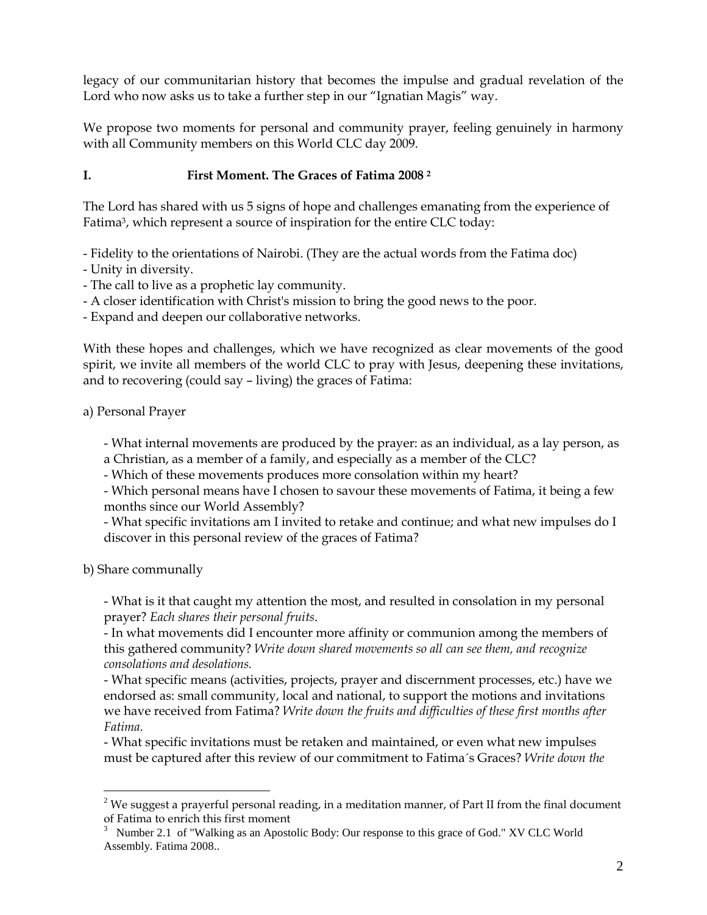legacy of our communitarian history that becomes the impulse and gradual revelation of the Lord who now asks us to take a further step in our "Ignatian Magis" way.

We propose two moments for personal and community prayer, feeling genuinely in harmony with all Community members on this World CLC day 2009.

## I. First Moment. The Graces of Fatima 2008 [2]

The Lord has shared with us 5 signs of hope and challenges emanating from the experience of Fatima[3], which represent a source of inspiration for the entire CLC today:

- Fidelity to the orientations of Nairobi. (They are the actual words from the Fatima doc)
- Unity in diversity.
- The call to live as a prophetic lay community.
- A closer identification with Christ's mission to bring the good news to the poor.
- Expand and deepen our collaborative networks.

With these hopes and challenges, which we have recognized as clear movements of the good spirit, we invite all members of the world CLC to pray with Jesus, deepening these invitations, and to recovering (could say – living) the graces of Fatima:

a) Personal Prayer

- What internal movements are produced by the prayer: as an individual, as a lay person, as a Christian, as a member of a family, and especially as a member of the CLC?
- Which of these movements produces more consolation within my heart?
- Which personal means have I chosen to savour these movements of Fatima, it being a few months since our World Assembly?
- What specific invitations am I invited to retake and continue; and what new impulses do I discover in this personal review of the graces of Fatima?

b) Share communally

- What is it that caught my attention the most, and resulted in consolation in my personal prayer? *Each shares their personal fruits.*
- In what movements did I encounter more affinity or communion among the members of this gathered community? *Write down shared movements so all can see them, and recognize consolations and desolations.*
- What specific means (activities, projects, prayer and discernment processes, etc.) have we endorsed as: small community, local and national, to support the motions and invitations we have received from Fatima? *Write down the fruits and difficulties of these first months after Fatima.*
- What specific invitations must be retaken and maintained, or even what new impulses must be captured after this review of our commitment to Fatima´s Graces? *Write down the*

---

[2] We suggest a prayerful personal reading, in a meditation manner, of Part II from the final document of Fatima to enrich this first moment

[3] Number 2.1 of "Walking as an Apostolic Body: Our response to this grace of God." XV CLC World Assembly. Fatima 2008..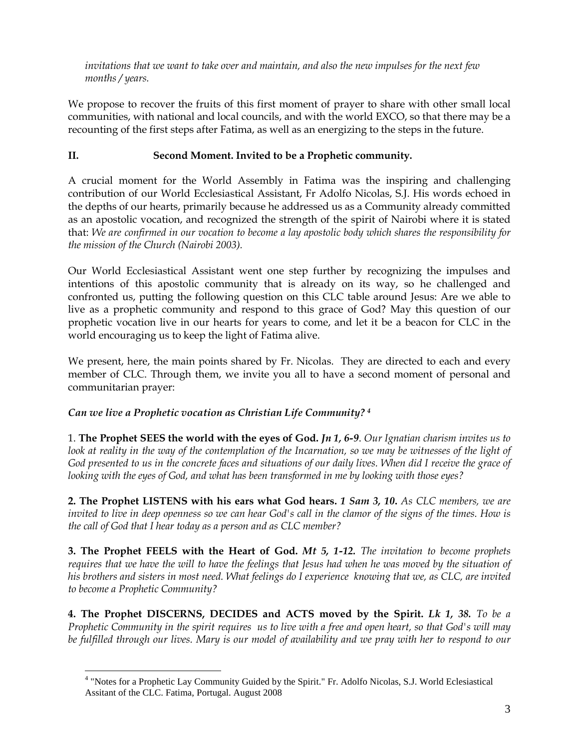*invitations that we want to take over and maintain, and also the new impulses for the next few months / years.*

We propose to recover the fruits of this first moment of prayer to share with other small local communities, with national and local councils, and with the world EXCO, so that there may be a recounting of the first steps after Fatima, as well as an energizing to the steps in the future.

## II. Second Moment. Invited to be a Prophetic community.

A crucial moment for the World Assembly in Fatima was the inspiring and challenging contribution of our World Ecclesiastical Assistant, Fr Adolfo Nicolas, S.J. His words echoed in the depths of our hearts, primarily because he addressed us as a Community already committed as an apostolic vocation, and recognized the strength of the spirit of Nairobi where it is stated that: *We are confirmed in our vocation to become a lay apostolic body which shares the responsibility for the mission of the Church (Nairobi 2003).*

Our World Ecclesiastical Assistant went one step further by recognizing the impulses and intentions of this apostolic community that is already on its way, so he challenged and confronted us, putting the following question on this CLC table around Jesus: Are we able to live as a prophetic community and respond to this grace of God? May this question of our prophetic vocation live in our hearts for years to come, and let it be a beacon for CLC in the world encouraging us to keep the light of Fatima alive.

We present, here, the main points shared by Fr. Nicolas. They are directed to each and every member of CLC. Through them, we invite you all to have a second moment of personal and communitarian prayer:

***Can we live a Prophetic vocation as Christian Life Community?*** [4]

1. **The Prophet SEES the world with the eyes of God.** ***Jn 1, 6-9***. *Our Ignatian charism invites us to look at reality in the way of the contemplation of the Incarnation, so we may be witnesses of the light of God presented to us in the concrete faces and situations of our daily lives. When did I receive the grace of looking with the eyes of God, and what has been transformed in me by looking with those eyes?*

2. **The Prophet LISTENS with his ears what God hears.** ***1 Sam 3, 10.*** *As CLC members, we are invited to live in deep openness so we can hear God's call in the clamor of the signs of the times. How is the call of God that I hear today as a person and as CLC member?*

3. **The Prophet FEELS with the Heart of God.** ***Mt 5, 1-12.*** *The invitation to become prophets requires that we have the will to have the feelings that Jesus had when he was moved by the situation of his brothers and sisters in most need. What feelings do I experience knowing that we, as CLC, are invited to become a Prophetic Community?*

4. **The Prophet DISCERNS, DECIDES and ACTS moved by the Spirit.** ***Lk 1, 38.*** *To be a Prophetic Community in the spirit requires us to live with a free and open heart, so that God's will may be fulfilled through our lives. Mary is our model of availability and we pray with her to respond to our*

---

[4] "Notes for a Prophetic Lay Community Guided by the Spirit." Fr. Adolfo Nicolas, S.J. World Eclesiastical Assitant of the CLC. Fatima, Portugal. August 2008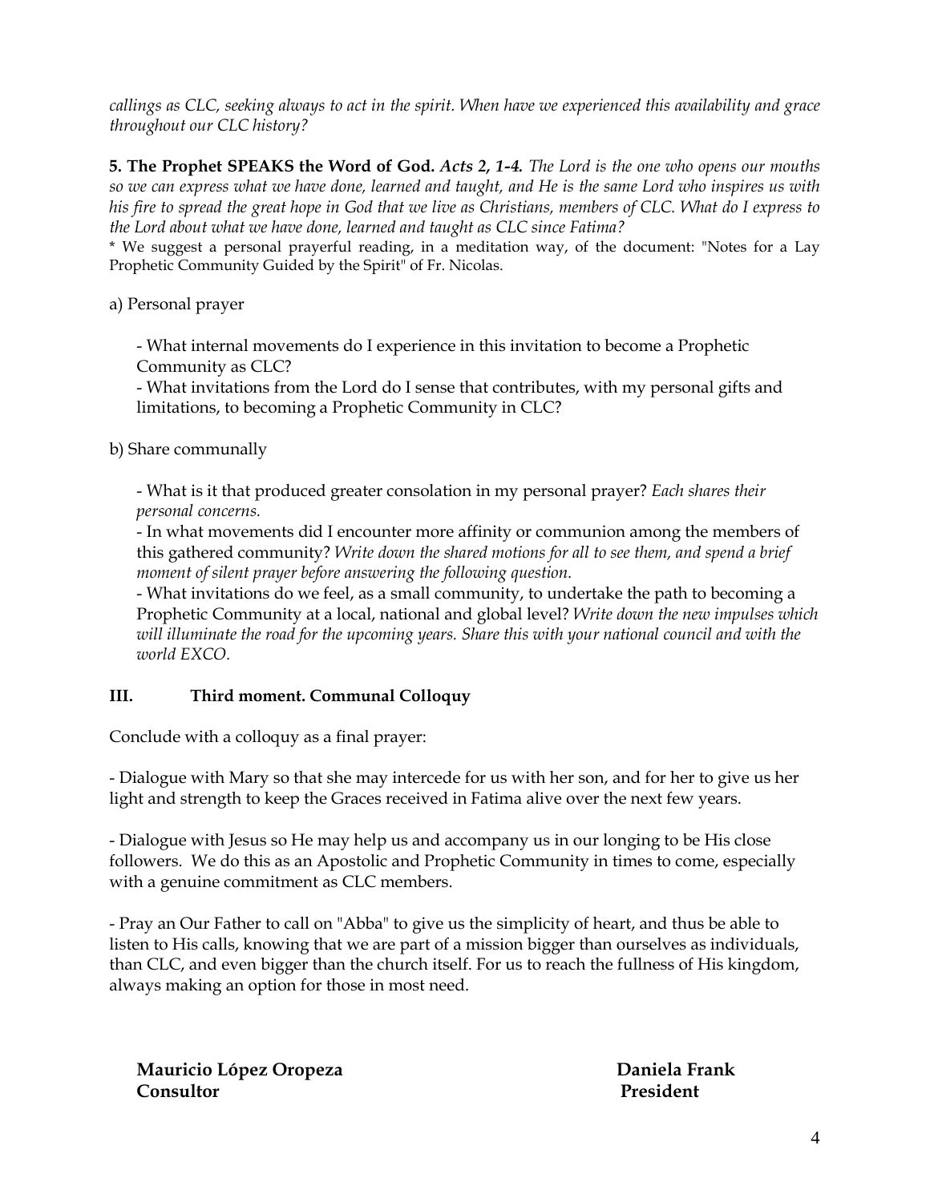*callings as CLC, seeking always to act in the spirit. When have we experienced this availability and grace throughout our CLC history?*

**5. The Prophet SPEAKS the Word of God.** ***Acts 2, 1-4.*** *The Lord is the one who opens our mouths so we can express what we have done, learned and taught, and He is the same Lord who inspires us with his fire to spread the great hope in God that we live as Christians, members of CLC. What do I express to the Lord about what we have done, learned and taught as CLC since Fatima?*

\* We suggest a personal prayerful reading, in a meditation way, of the document: "Notes for a Lay Prophetic Community Guided by the Spirit" of Fr. Nicolas.

a) Personal prayer

- What internal movements do I experience in this invitation to become a Prophetic Community as CLC?
- What invitations from the Lord do I sense that contributes, with my personal gifts and limitations, to becoming a Prophetic Community in CLC?

b) Share communally

- What is it that produced greater consolation in my personal prayer? *Each shares their personal concerns.*
- In what movements did I encounter more affinity or communion among the members of this gathered community? *Write down the shared motions for all to see them, and spend a brief moment of silent prayer before answering the following question.*
- What invitations do we feel, as a small community, to undertake the path to becoming a Prophetic Community at a local, national and global level? *Write down the new impulses which will illuminate the road for the upcoming years. Share this with your national council and with the world EXCO.*

## III. Third moment. Communal Colloquy

Conclude with a colloquy as a final prayer:

- Dialogue with Mary so that she may intercede for us with her son, and for her to give us her light and strength to keep the Graces received in Fatima alive over the next few years.

- Dialogue with Jesus so He may help us and accompany us in our longing to be His close followers. We do this as an Apostolic and Prophetic Community in times to come, especially with a genuine commitment as CLC members.

- Pray an Our Father to call on "Abba" to give us the simplicity of heart, and thus be able to listen to His calls, knowing that we are part of a mission bigger than ourselves as individuals, than CLC, and even bigger than the church itself. For us to reach the fullness of His kingdom, always making an option for those in most need.

**Mauricio López Oropeza**
**Consultor**

**Daniela Frank**
**President**